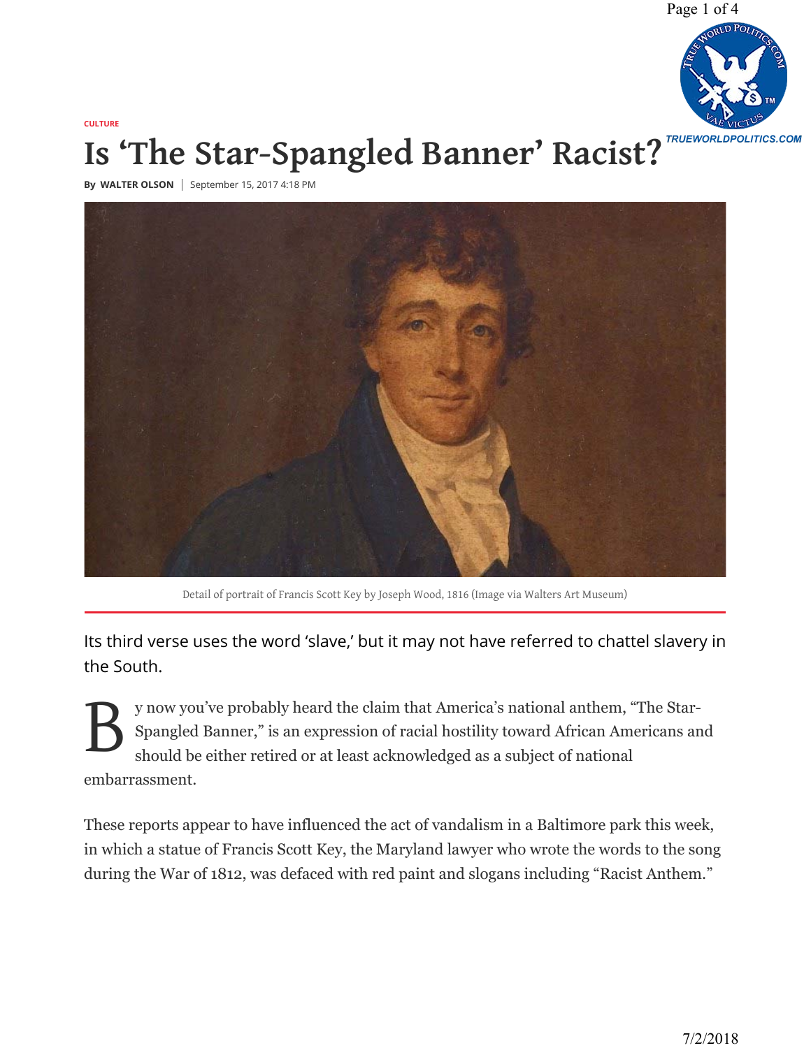CULTURE

# Is 'The Star-Spangled Banner' Racist?

By **WALTER OLSON** | September 15, 2017 4:18 PM

Detail of portrait of Francis Scott Key by Joseph Wood, 1816 (Image via Walters Art Museum)

Its third verse uses the word 'slave,' but it may not have referred to chattel slavery in the South.

By now you've probably heard the claim that America's national anthem, "The Star-Spangled Banner," is an expression of racial hostility toward African Americans and should be either retired or at least acknowledged as a subject of national embarrassment.

These reports appear to have influenced the act of vandalism in a Baltimore park this week, in which a statue of Francis Scott Key, the Maryland lawyer who wrote the words to the song during the War of 1812, was defaced with red paint and slogans including "Racist Anthem."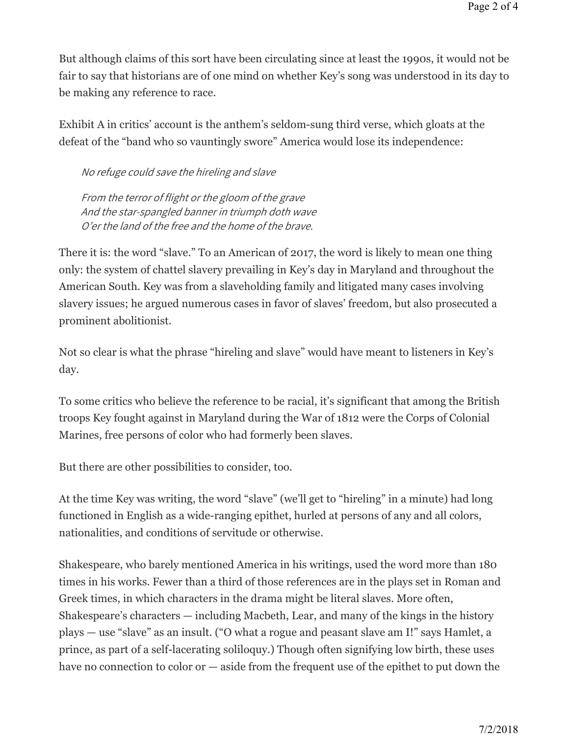But although claims of this sort have been circulating since at least the 1990s, it would not be fair to say that historians are of one mind on whether Key's song was understood in its day to be making any reference to race.

Exhibit A in critics' account is the anthem's seldom-sung third verse, which gloats at the defeat of the "band who so vauntingly swore" America would lose its independence:

> *No refuge could save the hireling and slave*
>
> *From the terror of flight or the gloom of the grave*
> *And the star-spangled banner in triumph doth wave*
> *O'er the land of the free and the home of the brave.*

There it is: the word "slave." To an American of 2017, the word is likely to mean one thing only: the system of chattel slavery prevailing in Key's day in Maryland and throughout the American South. Key was from a slaveholding family and litigated many cases involving slavery issues; he argued numerous cases in favor of slaves' freedom, but also prosecuted a prominent abolitionist.

Not so clear is what the phrase "hireling and slave" would have meant to listeners in Key's day.

To some critics who believe the reference to be racial, it's significant that among the British troops Key fought against in Maryland during the War of 1812 were the Corps of Colonial Marines, free persons of color who had formerly been slaves.

But there are other possibilities to consider, too.

At the time Key was writing, the word "slave" (we'll get to "hireling" in a minute) had long functioned in English as a wide-ranging epithet, hurled at persons of any and all colors, nationalities, and conditions of servitude or otherwise.

Shakespeare, who barely mentioned America in his writings, used the word more than 180 times in his works. Fewer than a third of those references are in the plays set in Roman and Greek times, in which characters in the drama might be literal slaves. More often, Shakespeare's characters — including Macbeth, Lear, and many of the kings in the history plays — use "slave" as an insult. ("O what a rogue and peasant slave am I!" says Hamlet, a prince, as part of a self-lacerating soliloquy.) Though often signifying low birth, these uses have no connection to color or — aside from the frequent use of the epithet to put down the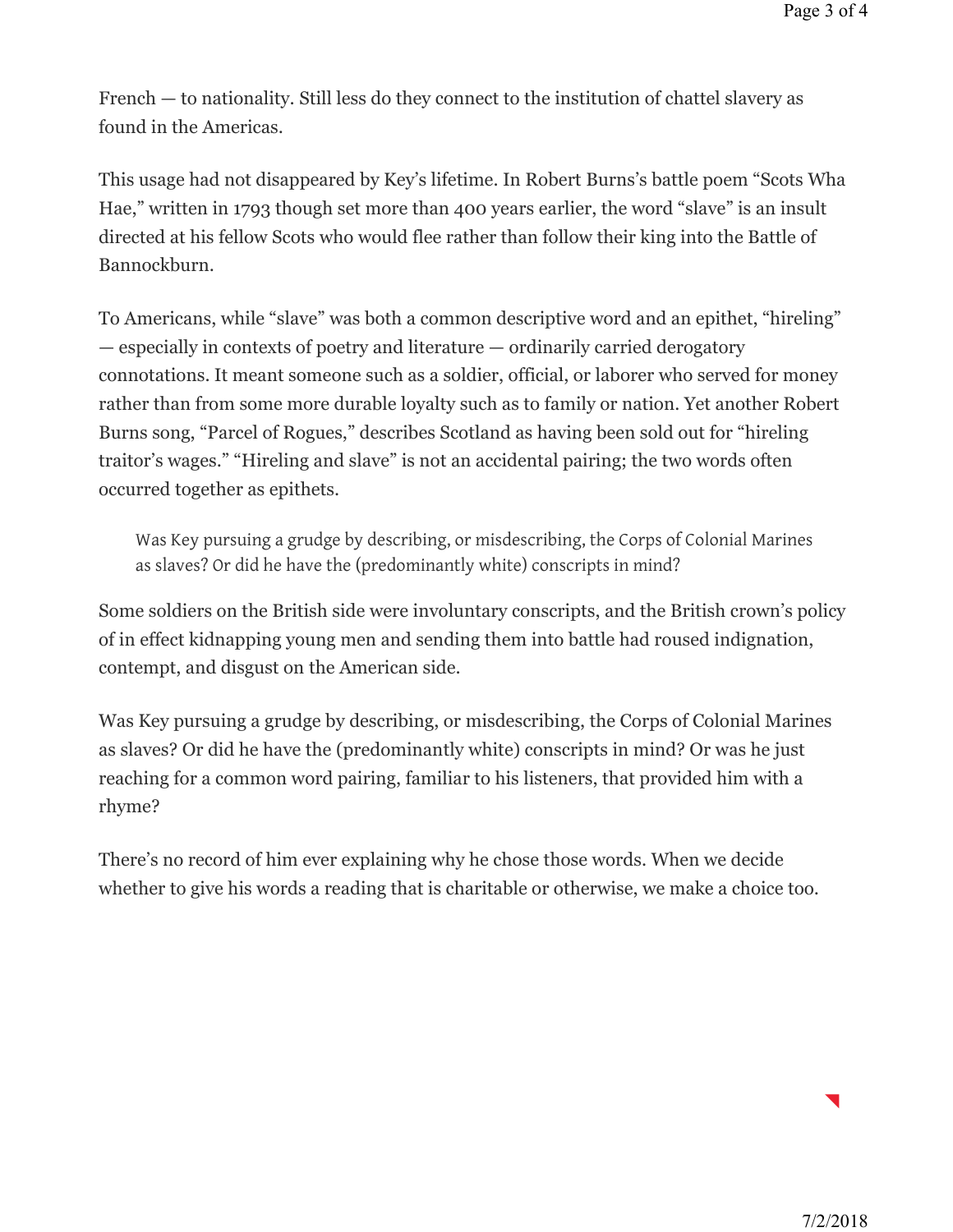French — to nationality. Still less do they connect to the institution of chattel slavery as found in the Americas.

This usage had not disappeared by Key's lifetime. In Robert Burns's battle poem "Scots Wha Hae," written in 1793 though set more than 400 years earlier, the word "slave" is an insult directed at his fellow Scots who would flee rather than follow their king into the Battle of Bannockburn.

To Americans, while "slave" was both a common descriptive word and an epithet, "hireling" — especially in contexts of poetry and literature — ordinarily carried derogatory connotations. It meant someone such as a soldier, official, or laborer who served for money rather than from some more durable loyalty such as to family or nation. Yet another Robert Burns song, "Parcel of Rogues," describes Scotland as having been sold out for "hireling traitor's wages." "Hireling and slave" is not an accidental pairing; the two words often occurred together as epithets.

> Was Key pursuing a grudge by describing, or misdescribing, the Corps of Colonial Marines as slaves? Or did he have the (predominantly white) conscripts in mind?

Some soldiers on the British side were involuntary conscripts, and the British crown's policy of in effect kidnapping young men and sending them into battle had roused indignation, contempt, and disgust on the American side.

Was Key pursuing a grudge by describing, or misdescribing, the Corps of Colonial Marines as slaves? Or did he have the (predominantly white) conscripts in mind? Or was he just reaching for a common word pairing, familiar to his listeners, that provided him with a rhyme?

There's no record of him ever explaining why he chose those words. When we decide whether to give his words a reading that is charitable or otherwise, we make a choice too.